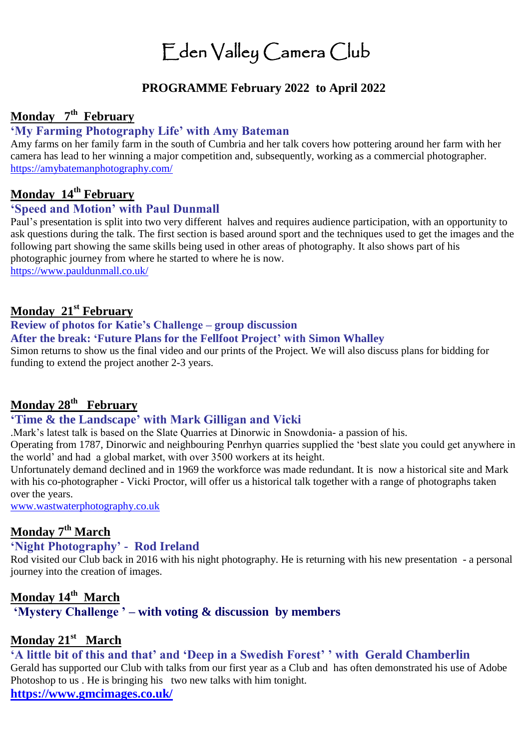# Eden Valley Camera Club

## PROGRAMME February 2022 to April 2022

### Monday 7th February

**'My Farming Photography Life' with Amy Bateman**

Amy farms on her family farm in the south of Cumbria and her talk covers how pottering around her farm with her camera has lead to her winning a major competition and, subsequently, working as a commercial photographer.
https://amybatemanphotography.com/

### Monday 14th February

**'Speed and Motion' with Paul Dunmall**

Paul's presentation is split into two very different halves and requires audience participation, with an opportunity to ask questions during the talk. The first section is based around sport and the techniques used to get the images and the following part showing the same skills being used in other areas of photography. It also shows part of his photographic journey from where he started to where he is now.
https://www.pauldunmall.co.uk/

### Monday 21st February

**Review of photos for Katie's Challenge – group discussion**
**After the break: 'Future Plans for the Fellfoot Project' with Simon Whalley**

Simon returns to show us the final video and our prints of the Project. We will also discuss plans for bidding for funding to extend the project another 2-3 years.

### Monday 28th February

**'Time & the Landscape' with Mark Gilligan and Vicki**

.Mark's latest talk is based on the Slate Quarries at Dinorwic in Snowdonia- a passion of his.
Operating from 1787, Dinorwic and neighbouring Penrhyn quarries supplied the 'best slate you could get anywhere in the world' and had a global market, with over 3500 workers at its height.
Unfortunately demand declined and in 1969 the workforce was made redundant. It is now a historical site and Mark with his co-photographer - Vicki Proctor, will offer us a historical talk together with a range of photographs taken over the years.
www.wastwaterphotography.co.uk

### Monday 7th March

**'Night Photography' - Rod Ireland**

Rod visited our Club back in 2016 with his night photography. He is returning with his new presentation - a personal journey into the creation of images.

### Monday 14th March

**'Mystery Challenge ' – with voting & discussion by members**

### Monday 21st March

**'A little bit of this and that' and 'Deep in a Swedish Forest' ' with Gerald Chamberlin**

Gerald has supported our Club with talks from our first year as a Club and has often demonstrated his use of Adobe Photoshop to us . He is bringing his two new talks with him tonight.
**https://www.gmcimages.co.uk/**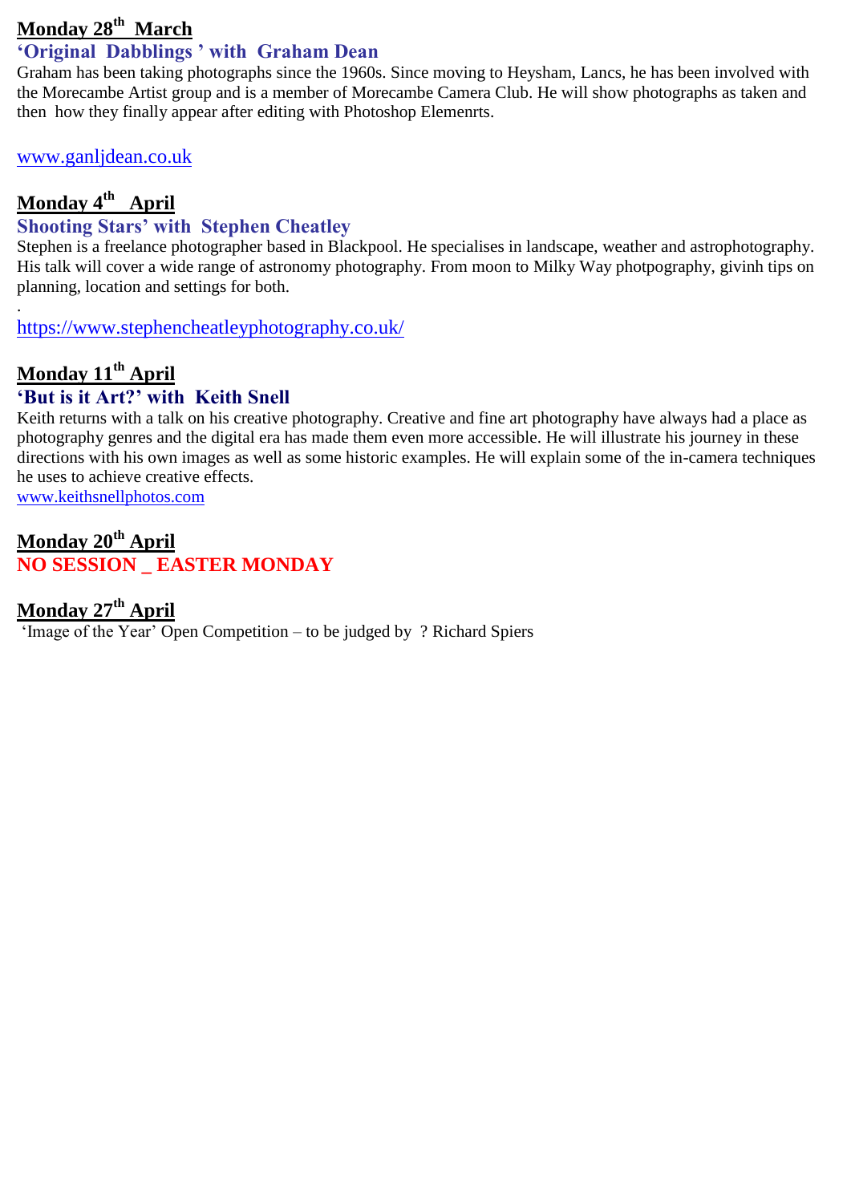## Monday 28th March

### 'Original Dabblings ' with Graham Dean

Graham has been taking photographs since the 1960s. Since moving to Heysham, Lancs, he has been involved with the Morecambe Artist group and is a member of Morecambe Camera Club. He will show photographs as taken and then how they finally appear after editing with Photoshop Elemenrts.

www.ganljdean.co.uk

## Monday 4th April

### Shooting Stars' with Stephen Cheatley

Stephen is a freelance photographer based in Blackpool. He specialises in landscape, weather and astrophotography. His talk will cover a wide range of astronomy photography. From moon to Milky Way photpography, givinh tips on planning, location and settings for both.

.

https://www.stephencheatleyphotography.co.uk/

## Monday 11th April

### 'But is it Art?' with Keith Snell

Keith returns with a talk on his creative photography. Creative and fine art photography have always had a place as photography genres and the digital era has made them even more accessible. He will illustrate his journey in these directions with his own images as well as some historic examples. He will explain some of the in-camera techniques he uses to achieve creative effects.

www.keithsnellphotos.com

## Monday 20th April

**NO SESSION _ EASTER MONDAY**

## Monday 27th April

'Image of the Year' Open Competition – to be judged by ? Richard Spiers